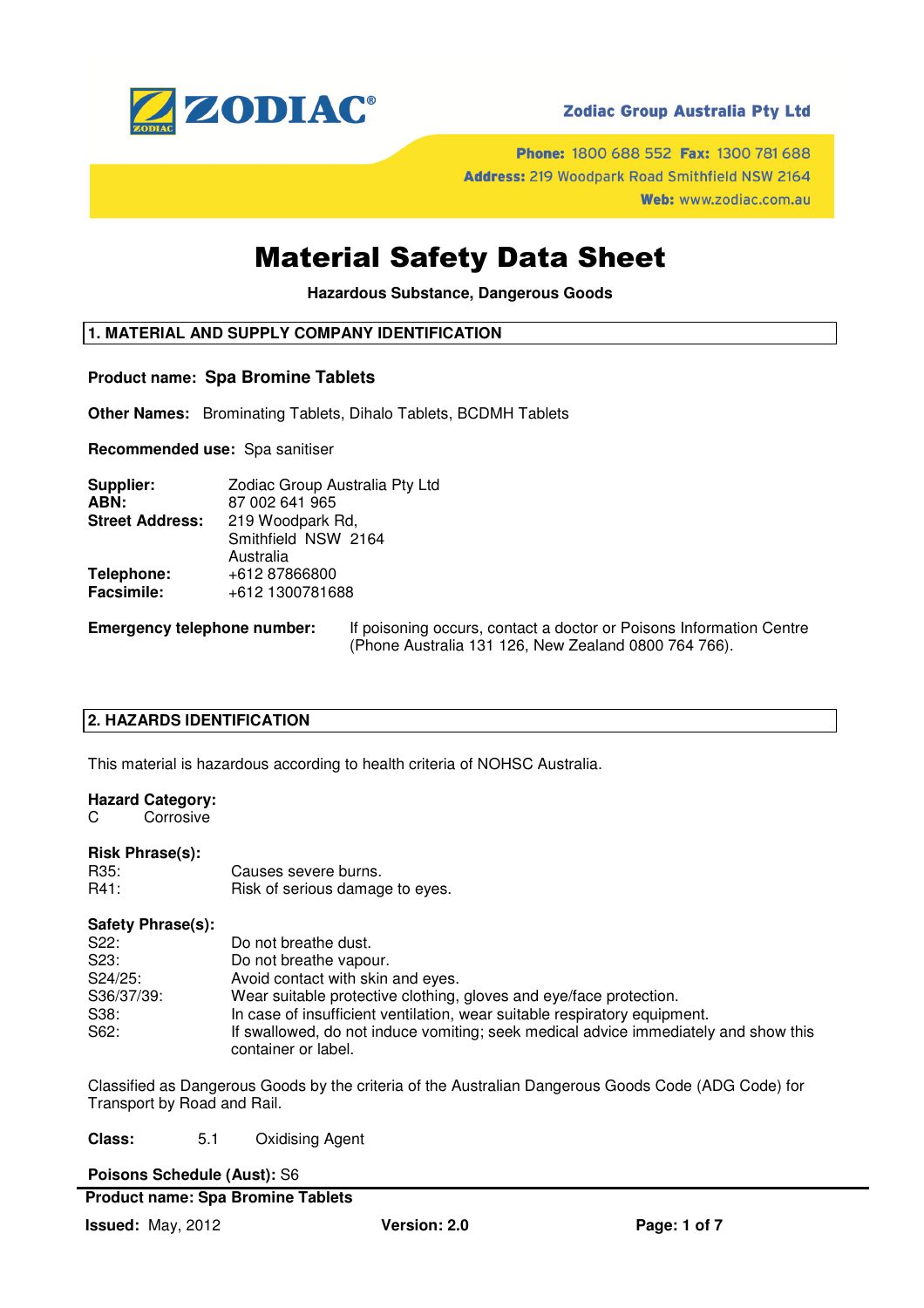ZODIAC®

**Zodiac Group Australia Pty Ltd**

**Phone:** 1800 688 552 **Fax:** 1300 781 688
**Address:** 219 Woodpark Road Smithfield NSW 2164
**Web:** www.zodiac.com.au

# Material Safety Data Sheet

**Hazardous Substance, Dangerous Goods**

## 1. MATERIAL AND SUPPLY COMPANY IDENTIFICATION

**Product name: Spa Bromine Tablets**

**Other Names:** Brominating Tablets, Dihalo Tablets, BCDMH Tablets

**Recommended use:** Spa sanitiser

**Supplier:** Zodiac Group Australia Pty Ltd
**ABN:** 87 002 641 965
**Street Address:** 219 Woodpark Rd,
Smithfield NSW 2164
Australia
**Telephone:** +612 87866800
**Facsimile:** +612 1300781688

**Emergency telephone number:** If poisoning occurs, contact a doctor or Poisons Information Centre (Phone Australia 131 126, New Zealand 0800 764 766).

## 2. HAZARDS IDENTIFICATION

This material is hazardous according to health criteria of NOHSC Australia.

**Hazard Category:**
C Corrosive

**Risk Phrase(s):**

| | |
|---|---|
| R35: | Causes severe burns. |
| R41: | Risk of serious damage to eyes. |

**Safety Phrase(s):**

| | |
|---|---|
| S22: | Do not breathe dust. |
| S23: | Do not breathe vapour. |
| S24/25: | Avoid contact with skin and eyes. |
| S36/37/39: | Wear suitable protective clothing, gloves and eye/face protection. |
| S38: | In case of insufficient ventilation, wear suitable respiratory equipment. |
| S62: | If swallowed, do not induce vomiting; seek medical advice immediately and show this container or label. |

Classified as Dangerous Goods by the criteria of the Australian Dangerous Goods Code (ADG Code) for Transport by Road and Rail.

**Class:** 5.1 Oxidising Agent

**Poisons Schedule (Aust):** S6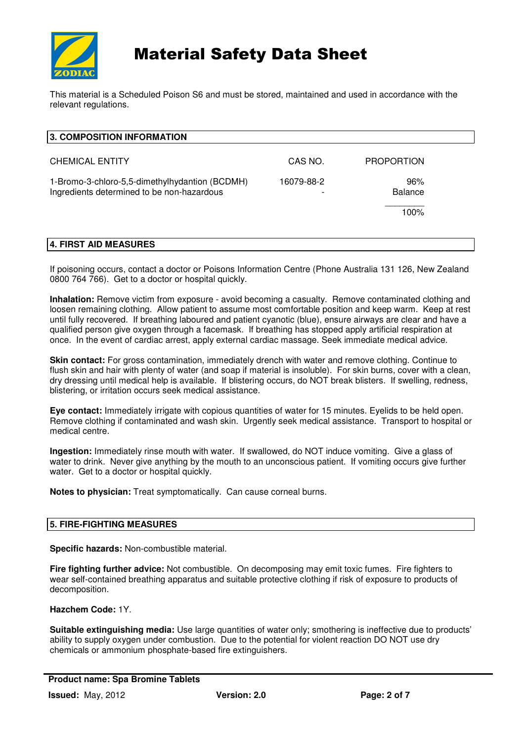# Material Safety Data Sheet

This material is a Scheduled Poison S6 and must be stored, maintained and used in accordance with the relevant regulations.

## 3. COMPOSITION INFORMATION

| CHEMICAL ENTITY | CAS NO. | PROPORTION |
|---|---|---|
| 1-Bromo-3-chloro-5,5-dimethylhydantion (BCDMH) | 16079-88-2 | 96% |
| Ingredients determined to be non-hazardous | - | Balance |
| | | 100% |

## 4. FIRST AID MEASURES

If poisoning occurs, contact a doctor or Poisons Information Centre (Phone Australia 131 126, New Zealand 0800 764 766). Get to a doctor or hospital quickly.

**Inhalation:** Remove victim from exposure - avoid becoming a casualty. Remove contaminated clothing and loosen remaining clothing. Allow patient to assume most comfortable position and keep warm. Keep at rest until fully recovered. If breathing laboured and patient cyanotic (blue), ensure airways are clear and have a qualified person give oxygen through a facemask. If breathing has stopped apply artificial respiration at once. In the event of cardiac arrest, apply external cardiac massage. Seek immediate medical advice.

**Skin contact:** For gross contamination, immediately drench with water and remove clothing. Continue to flush skin and hair with plenty of water (and soap if material is insoluble). For skin burns, cover with a clean, dry dressing until medical help is available. If blistering occurs, do NOT break blisters. If swelling, redness, blistering, or irritation occurs seek medical assistance.

**Eye contact:** Immediately irrigate with copious quantities of water for 15 minutes. Eyelids to be held open. Remove clothing if contaminated and wash skin. Urgently seek medical assistance. Transport to hospital or medical centre.

**Ingestion:** Immediately rinse mouth with water. If swallowed, do NOT induce vomiting. Give a glass of water to drink. Never give anything by the mouth to an unconscious patient. If vomiting occurs give further water. Get to a doctor or hospital quickly.

**Notes to physician:** Treat symptomatically. Can cause corneal burns.

## 5. FIRE-FIGHTING MEASURES

**Specific hazards:** Non-combustible material.

**Fire fighting further advice:** Not combustible. On decomposing may emit toxic fumes. Fire fighters to wear self-contained breathing apparatus and suitable protective clothing if risk of exposure to products of decomposition.

**Hazchem Code:** 1Y.

**Suitable extinguishing media:** Use large quantities of water only; smothering is ineffective due to products' ability to supply oxygen under combustion. Due to the potential for violent reaction DO NOT use dry chemicals or ammonium phosphate-based fire extinguishers.

**Product name: Spa Bromine Tablets**

**Issued:** May, 2012 **Version: 2.0**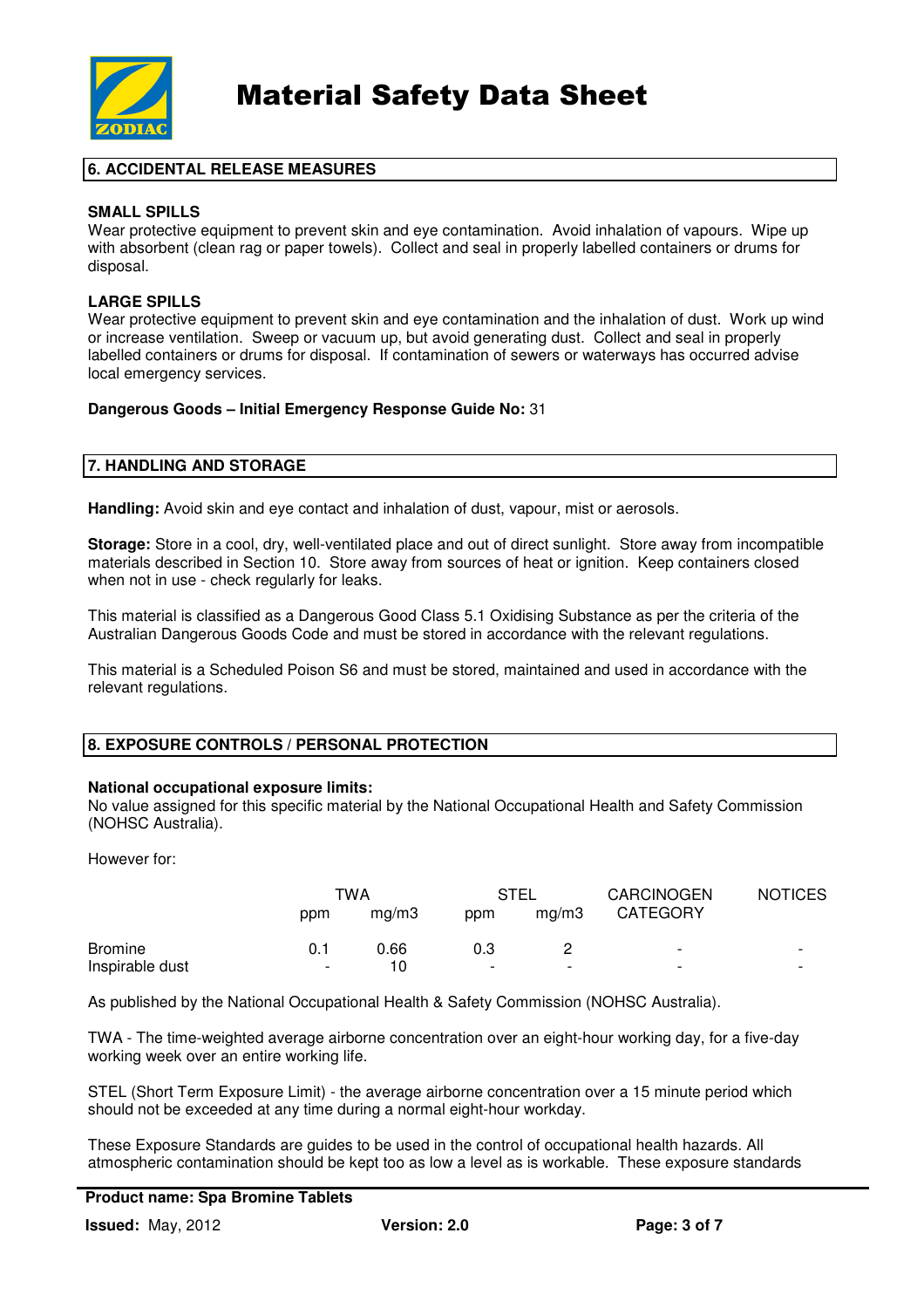## 6. ACCIDENTAL RELEASE MEASURES

**SMALL SPILLS**
Wear protective equipment to prevent skin and eye contamination. Avoid inhalation of vapours. Wipe up with absorbent (clean rag or paper towels). Collect and seal in properly labelled containers or drums for disposal.

**LARGE SPILLS**
Wear protective equipment to prevent skin and eye contamination and the inhalation of dust. Work up wind or increase ventilation. Sweep or vacuum up, but avoid generating dust. Collect and seal in properly labelled containers or drums for disposal. If contamination of sewers or waterways has occurred advise local emergency services.

**Dangerous Goods – Initial Emergency Response Guide No:** 31

## 7. HANDLING AND STORAGE

**Handling:** Avoid skin and eye contact and inhalation of dust, vapour, mist or aerosols.

**Storage:** Store in a cool, dry, well-ventilated place and out of direct sunlight. Store away from incompatible materials described in Section 10. Store away from sources of heat or ignition. Keep containers closed when not in use - check regularly for leaks.

This material is classified as a Dangerous Good Class 5.1 Oxidising Substance as per the criteria of the Australian Dangerous Goods Code and must be stored in accordance with the relevant regulations.

This material is a Scheduled Poison S6 and must be stored, maintained and used in accordance with the relevant regulations.

## 8. EXPOSURE CONTROLS / PERSONAL PROTECTION

**National occupational exposure limits:**
No value assigned for this specific material by the National Occupational Health and Safety Commission (NOHSC Australia).

However for:

| | TWA | | STEL | | CARCINOGEN CATEGORY | NOTICES |
|---|---|---|---|---|---|---|
| | ppm | mg/m3 | ppm | mg/m3 | | |
| Bromine | 0.1 | 0.66 | 0.3 | 2 | - | - |
| Inspirable dust | - | 10 | - | - | - | - |

As published by the National Occupational Health & Safety Commission (NOHSC Australia).

TWA - The time-weighted average airborne concentration over an eight-hour working day, for a five-day working week over an entire working life.

STEL (Short Term Exposure Limit) - the average airborne concentration over a 15 minute period which should not be exceeded at any time during a normal eight-hour workday.

These Exposure Standards are guides to be used in the control of occupational health hazards. All atmospheric contamination should be kept too as low a level as is workable. These exposure standards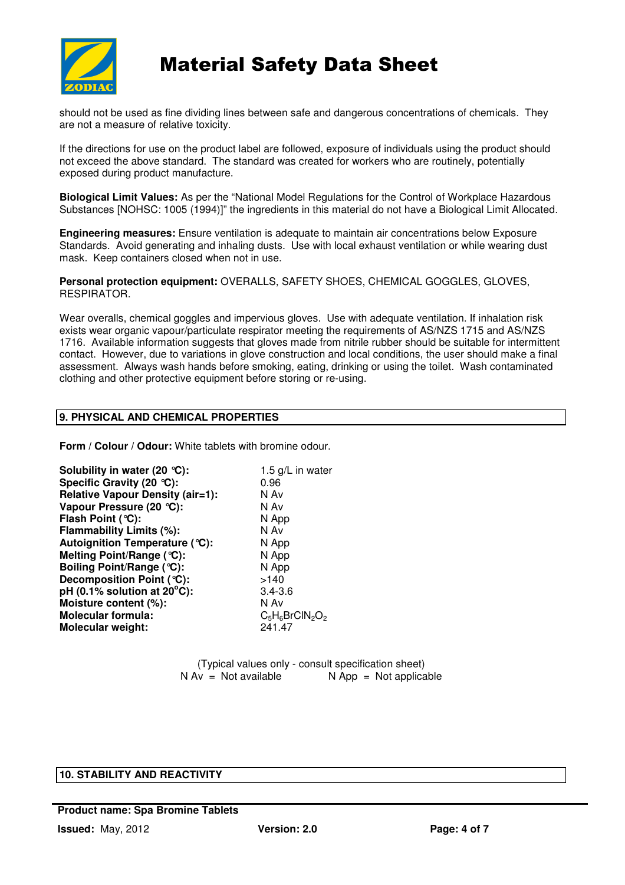should not be used as fine dividing lines between safe and dangerous concentrations of chemicals. They are not a measure of relative toxicity.

If the directions for use on the product label are followed, exposure of individuals using the product should not exceed the above standard. The standard was created for workers who are routinely, potentially exposed during product manufacture.

**Biological Limit Values:** As per the "National Model Regulations for the Control of Workplace Hazardous Substances [NOHSC: 1005 (1994)]" the ingredients in this material do not have a Biological Limit Allocated.

**Engineering measures:** Ensure ventilation is adequate to maintain air concentrations below Exposure Standards. Avoid generating and inhaling dusts. Use with local exhaust ventilation or while wearing dust mask. Keep containers closed when not in use.

**Personal protection equipment:** OVERALLS, SAFETY SHOES, CHEMICAL GOGGLES, GLOVES, RESPIRATOR.

Wear overalls, chemical goggles and impervious gloves. Use with adequate ventilation. If inhalation risk exists wear organic vapour/particulate respirator meeting the requirements of AS/NZS 1715 and AS/NZS 1716. Available information suggests that gloves made from nitrile rubber should be suitable for intermittent contact. However, due to variations in glove construction and local conditions, the user should make a final assessment. Always wash hands before smoking, eating, drinking or using the toilet. Wash contaminated clothing and other protective equipment before storing or re-using.

## 9. PHYSICAL AND CHEMICAL PROPERTIES

**Form / Colour / Odour:** White tablets with bromine odour.

| | |
|---|---|
| **Solubility in water (20 °C):** | 1.5 g/L in water |
| **Specific Gravity (20 °C):** | 0.96 |
| **Relative Vapour Density (air=1):** | N Av |
| **Vapour Pressure (20 °C):** | N Av |
| **Flash Point (°C):** | N App |
| **Flammability Limits (%):** | N Av |
| **Autoignition Temperature (°C):** | N App |
| **Melting Point/Range (°C):** | N App |
| **Boiling Point/Range (°C):** | N App |
| **Decomposition Point (°C):** | >140 |
| **pH (0.1% solution at 20°C):** | 3.4-3.6 |
| **Moisture content (%):** | N Av |
| **Molecular formula:** | $C_5H_6BrClN_2O_2$ |
| **Molecular weight:** | 241.47 |

(Typical values only - consult specification sheet)
N Av = Not available N App = Not applicable

## 10. STABILITY AND REACTIVITY

**Product name: Spa Bromine Tablets**
**Issued:** May, 2012 **Version: 2.0**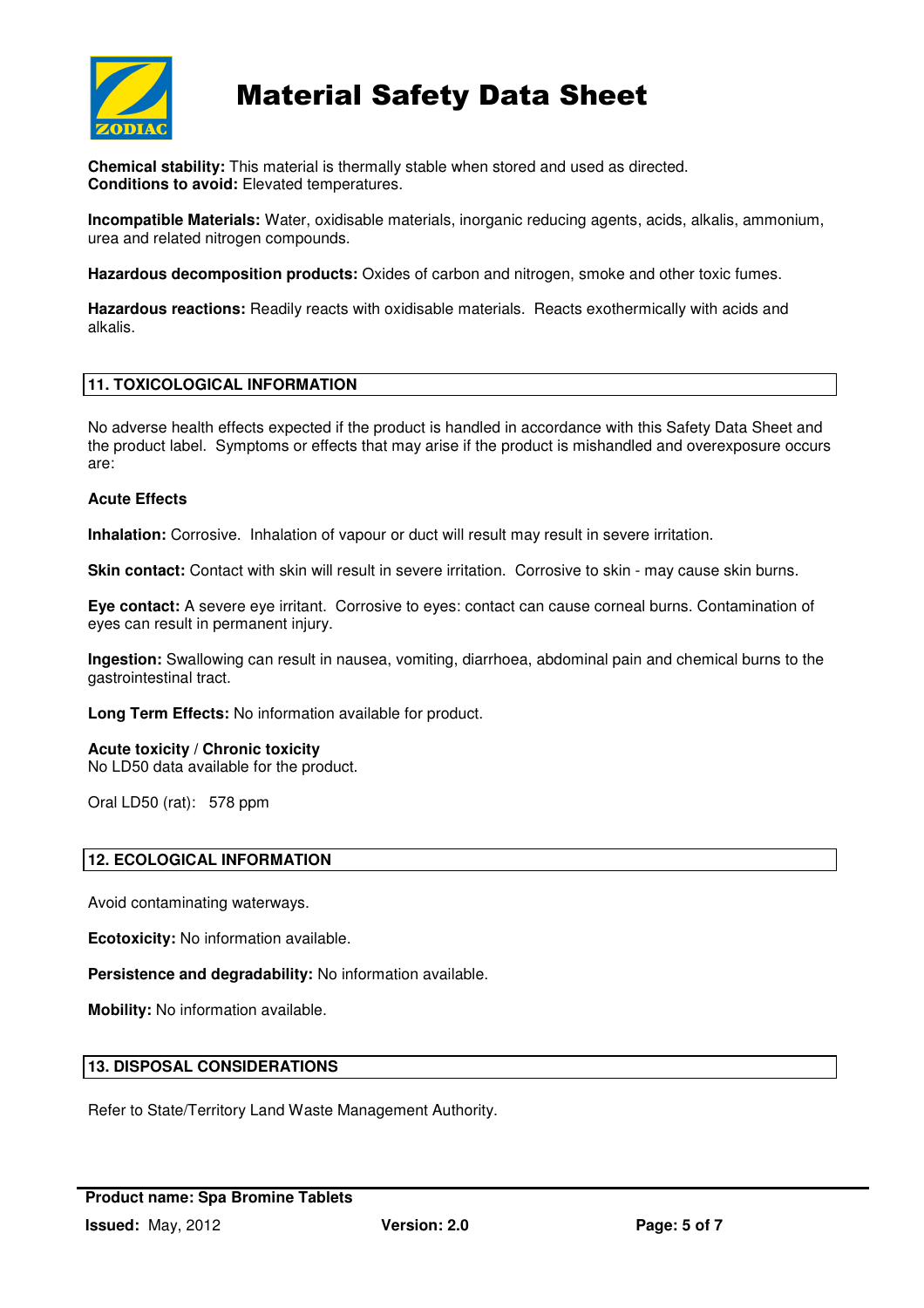**Chemical stability:** This material is thermally stable when stored and used as directed.
**Conditions to avoid:** Elevated temperatures.

**Incompatible Materials:** Water, oxidisable materials, inorganic reducing agents, acids, alkalis, ammonium, urea and related nitrogen compounds.

**Hazardous decomposition products:** Oxides of carbon and nitrogen, smoke and other toxic fumes.

**Hazardous reactions:** Readily reacts with oxidisable materials. Reacts exothermically with acids and alkalis.

## 11. TOXICOLOGICAL INFORMATION

No adverse health effects expected if the product is handled in accordance with this Safety Data Sheet and the product label. Symptoms or effects that may arise if the product is mishandled and overexposure occurs are:

**Acute Effects**

**Inhalation:** Corrosive. Inhalation of vapour or duct will result may result in severe irritation.

**Skin contact:** Contact with skin will result in severe irritation. Corrosive to skin - may cause skin burns.

**Eye contact:** A severe eye irritant. Corrosive to eyes: contact can cause corneal burns. Contamination of eyes can result in permanent injury.

**Ingestion:** Swallowing can result in nausea, vomiting, diarrhoea, abdominal pain and chemical burns to the gastrointestinal tract.

**Long Term Effects:** No information available for product.

**Acute toxicity / Chronic toxicity**
No LD50 data available for the product.

Oral LD50 (rat): 578 ppm

## 12. ECOLOGICAL INFORMATION

Avoid contaminating waterways.

**Ecotoxicity:** No information available.

**Persistence and degradability:** No information available.

**Mobility:** No information available.

## 13. DISPOSAL CONSIDERATIONS

Refer to State/Territory Land Waste Management Authority.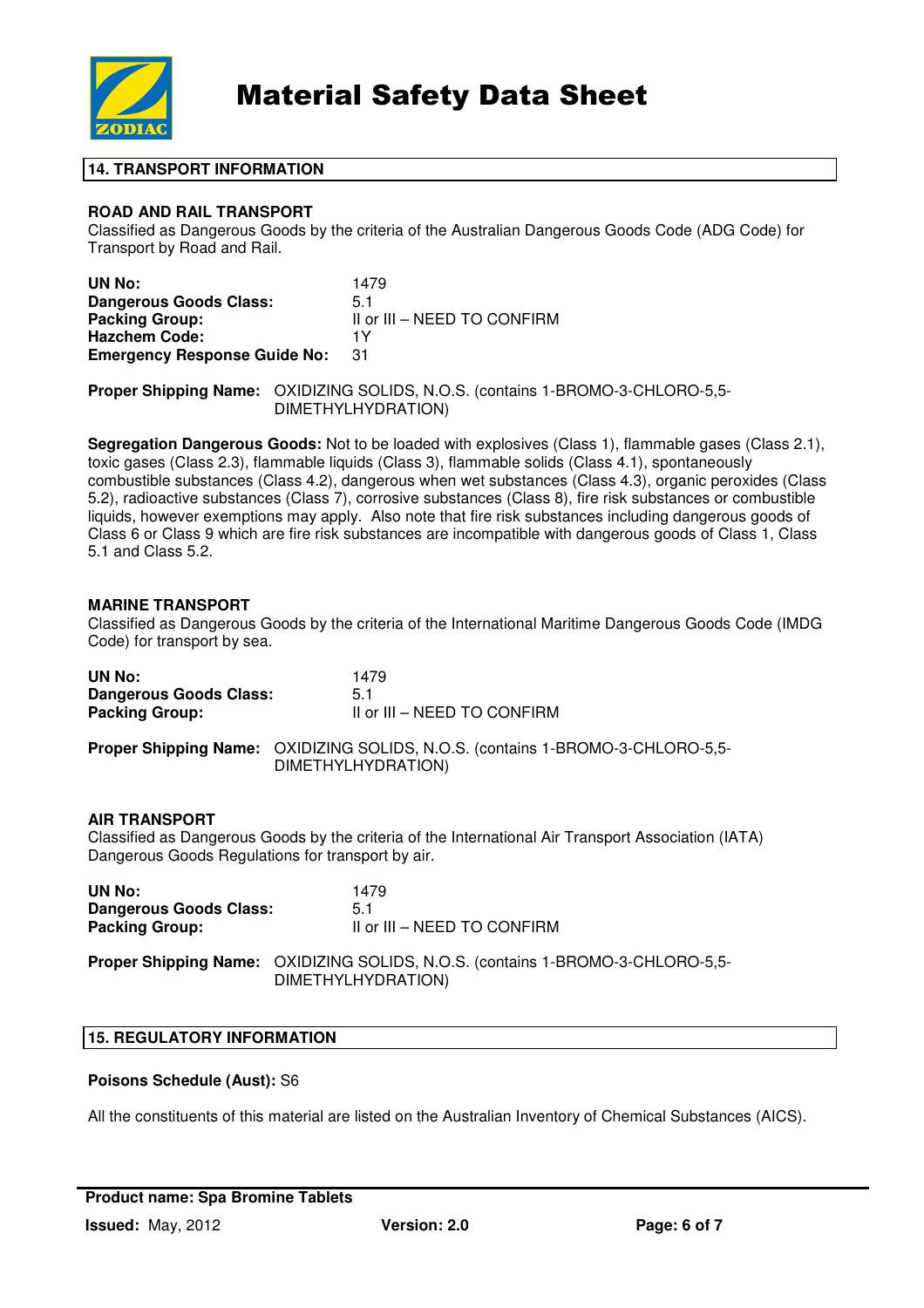## 14. TRANSPORT INFORMATION

### ROAD AND RAIL TRANSPORT

Classified as Dangerous Goods by the criteria of the Australian Dangerous Goods Code (ADG Code) for Transport by Road and Rail.

**UN No:** 1479
**Dangerous Goods Class:** 5.1
**Packing Group:** II or III – NEED TO CONFIRM
**Hazchem Code:** 1Y
**Emergency Response Guide No:** 31

**Proper Shipping Name:** OXIDIZING SOLIDS, N.O.S. (contains 1-BROMO-3-CHLORO-5,5-DIMETHYLHYDRATION)

**Segregation Dangerous Goods:** Not to be loaded with explosives (Class 1), flammable gases (Class 2.1), toxic gases (Class 2.3), flammable liquids (Class 3), flammable solids (Class 4.1), spontaneously combustible substances (Class 4.2), dangerous when wet substances (Class 4.3), organic peroxides (Class 5.2), radioactive substances (Class 7), corrosive substances (Class 8), fire risk substances or combustible liquids, however exemptions may apply. Also note that fire risk substances including dangerous goods of Class 6 or Class 9 which are fire risk substances are incompatible with dangerous goods of Class 1, Class 5.1 and Class 5.2.

### MARINE TRANSPORT

Classified as Dangerous Goods by the criteria of the International Maritime Dangerous Goods Code (IMDG Code) for transport by sea.

**UN No:** 1479
**Dangerous Goods Class:** 5.1
**Packing Group:** II or III – NEED TO CONFIRM

**Proper Shipping Name:** OXIDIZING SOLIDS, N.O.S. (contains 1-BROMO-3-CHLORO-5,5-DIMETHYLHYDRATION)

### AIR TRANSPORT

Classified as Dangerous Goods by the criteria of the International Air Transport Association (IATA) Dangerous Goods Regulations for transport by air.

**UN No:** 1479
**Dangerous Goods Class:** 5.1
**Packing Group:** II or III – NEED TO CONFIRM

**Proper Shipping Name:** OXIDIZING SOLIDS, N.O.S. (contains 1-BROMO-3-CHLORO-5,5-DIMETHYLHYDRATION)

## 15. REGULATORY INFORMATION

**Poisons Schedule (Aust):** S6

All the constituents of this material are listed on the Australian Inventory of Chemical Substances (AICS).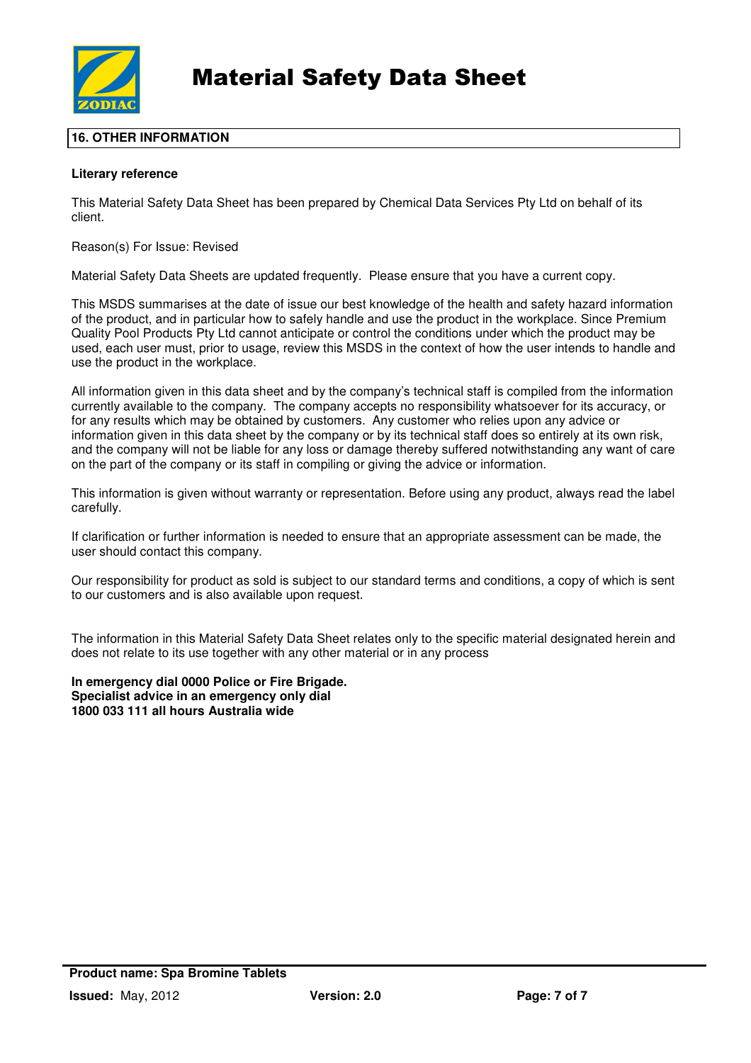## 16. OTHER INFORMATION

**Literary reference**

This Material Safety Data Sheet has been prepared by Chemical Data Services Pty Ltd on behalf of its client.

Reason(s) For Issue: Revised

Material Safety Data Sheets are updated frequently. Please ensure that you have a current copy.

This MSDS summarises at the date of issue our best knowledge of the health and safety hazard information of the product, and in particular how to safely handle and use the product in the workplace. Since Premium Quality Pool Products Pty Ltd cannot anticipate or control the conditions under which the product may be used, each user must, prior to usage, review this MSDS in the context of how the user intends to handle and use the product in the workplace.

All information given in this data sheet and by the company's technical staff is compiled from the information currently available to the company. The company accepts no responsibility whatsoever for its accuracy, or for any results which may be obtained by customers. Any customer who relies upon any advice or information given in this data sheet by the company or by its technical staff does so entirely at its own risk, and the company will not be liable for any loss or damage thereby suffered notwithstanding any want of care on the part of the company or its staff in compiling or giving the advice or information.

This information is given without warranty or representation. Before using any product, always read the label carefully.

If clarification or further information is needed to ensure that an appropriate assessment can be made, the user should contact this company.

Our responsibility for product as sold is subject to our standard terms and conditions, a copy of which is sent to our customers and is also available upon request.

The information in this Material Safety Data Sheet relates only to the specific material designated herein and does not relate to its use together with any other material or in any process

**In emergency dial 0000 Police or Fire Brigade.**
**Specialist advice in an emergency only dial**
**1800 033 111 all hours Australia wide**